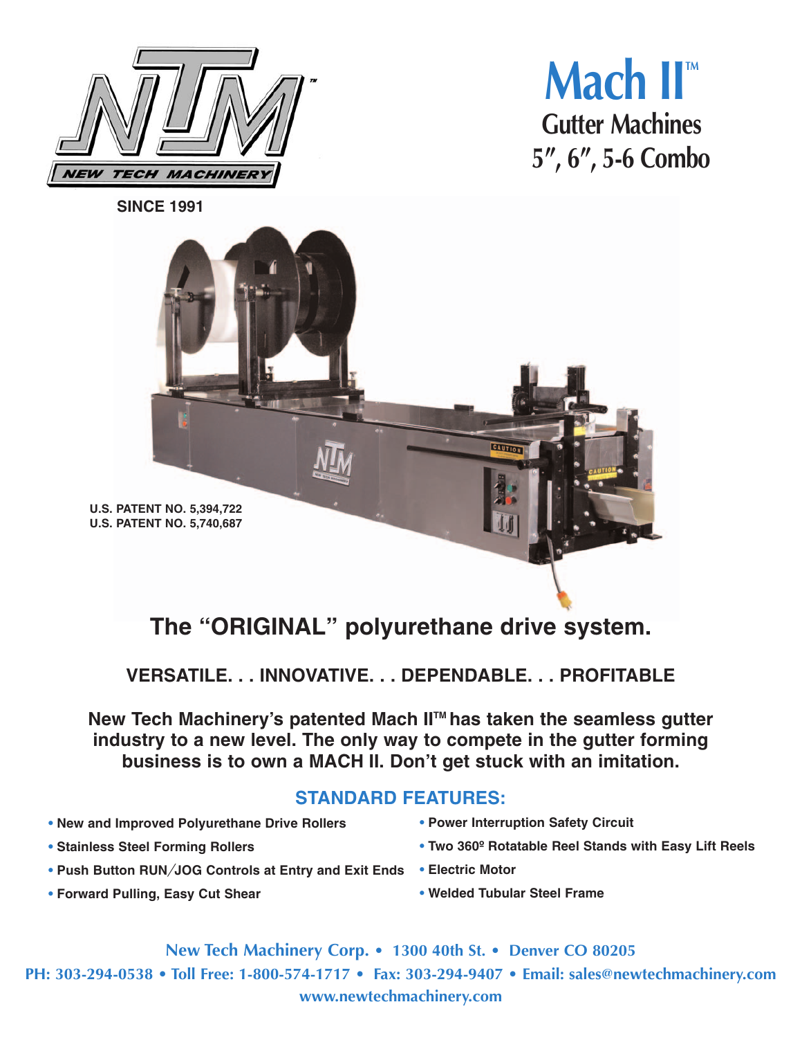NEW TECH MACHINERY™

SINCE 1991

# Mach II™

## Gutter Machines
## 5″, 6″, 5-6 Combo

U.S. PATENT NO. 5,394,722
U.S. PATENT NO. 5,740,687

## The "ORIGINAL" polyurethane drive system.

### VERSATILE. . . INNOVATIVE. . . DEPENDABLE. . . PROFITABLE

**New Tech Machinery's patented Mach II™ has taken the seamless gutter industry to a new level. The only way to compete in the gutter forming business is to own a MACH II. Don't get stuck with an imitation.**

### STANDARD FEATURES:

- **New and Improved Polyurethane Drive Rollers**
- **Stainless Steel Forming Rollers**
- **Push Button RUN/JOG Controls at Entry and Exit Ends**
- **Forward Pulling, Easy Cut Shear**
- **Power Interruption Safety Circuit**
- **Two 360º Rotatable Reel Stands with Easy Lift Reels**
- **Electric Motor**
- **Welded Tubular Steel Frame**

New Tech Machinery Corp. • 1300 40th St. • Denver CO 80205
PH: 303-294-0538 • Toll Free: 1-800-574-1717 • Fax: 303-294-9407 • Email: sales@newtechmachinery.com
www.newtechmachinery.com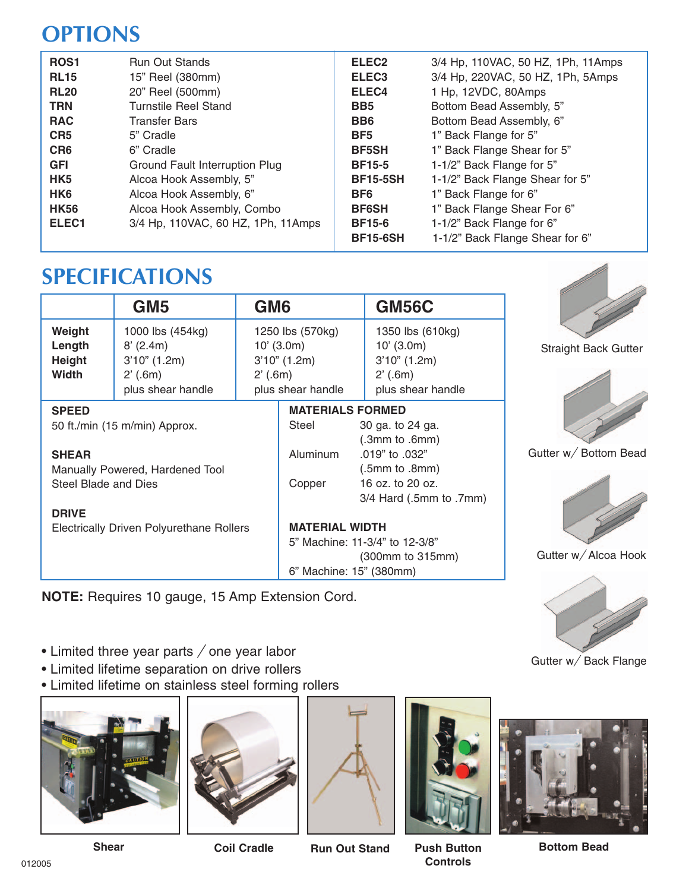# OPTIONS

| | | | |
|---|---|---|---|
| **ROS1** | Run Out Stands | **ELEC2** | 3/4 Hp, 110VAC, 50 HZ, 1Ph, 11Amps |
| **RL15** | 15" Reel (380mm) | **ELEC3** | 3/4 Hp, 220VAC, 50 HZ, 1Ph, 5Amps |
| **RL20** | 20" Reel (500mm) | **ELEC4** | 1 Hp, 12VDC, 80Amps |
| **TRN** | Turnstile Reel Stand | **BB5** | Bottom Bead Assembly, 5" |
| **RAC** | Transfer Bars | **BB6** | Bottom Bead Assembly, 6" |
| **CR5** | 5" Cradle | **BF5** | 1" Back Flange for 5" |
| **CR6** | 6" Cradle | **BF5SH** | 1" Back Flange Shear for 5" |
| **GFI** | Ground Fault Interruption Plug | **BF15-5** | 1-1/2" Back Flange for 5" |
| **HK5** | Alcoa Hook Assembly, 5" | **BF15-5SH** | 1-1/2" Back Flange Shear for 5" |
| **HK6** | Alcoa Hook Assembly, 6" | **BF6** | 1" Back Flange for 6" |
| **HK56** | Alcoa Hook Assembly, Combo | **BF6SH** | 1" Back Flange Shear For 6" |
| **ELEC1** | 3/4 Hp, 110VAC, 60 HZ, 1Ph, 11Amps | **BF15-6** | 1-1/2" Back Flange for 6" |
| | | **BF15-6SH** | 1-1/2" Back Flange Shear for 6" |

# SPECIFICATIONS

| | GM5 | GM6 | GM56C |
|---|---|---|---|
| **Weight** | 1000 lbs (454kg) | 1250 lbs (570kg) | 1350 lbs (610kg) |
| **Length** | 8' (2.4m) | 10' (3.0m) | 10' (3.0m) |
| **Height** | 3'10" (1.2m) | 3'10" (1.2m) | 3'10" (1.2m) |
| **Width** | 2' (.6m) plus shear handle | 2' (.6m) plus shear handle | 2' (.6m) plus shear handle |

**SPEED**
50 ft./min (15 m/min) Approx.

**SHEAR**
Manually Powered, Hardened Tool Steel Blade and Dies

**DRIVE**
Electrically Driven Polyurethane Rollers

**MATERIALS FORMED**

| | |
|---|---|
| Steel | 30 ga. to 24 ga. (.3mm to .6mm) |
| Aluminum | .019" to .032" (.5mm to .8mm) |
| Copper | 16 oz. to 20 oz. 3/4 Hard (.5mm to .7mm) |

**MATERIAL WIDTH**
5" Machine: 11-3/4" to 12-3/8" (300mm to 315mm)
6" Machine: 15" (380mm)

Straight Back Gutter

Gutter w/ Bottom Bead

Gutter w/ Alcoa Hook

Gutter w/ Back Flange

**NOTE:** Requires 10 gauge, 15 Amp Extension Cord.

- Limited three year parts / one year labor
- Limited lifetime separation on drive rollers
- Limited lifetime on stainless steel forming rollers

**Shear**

**Coil Cradle**

**Run Out Stand**

**Push Button Controls**

**Bottom Bead**

012005